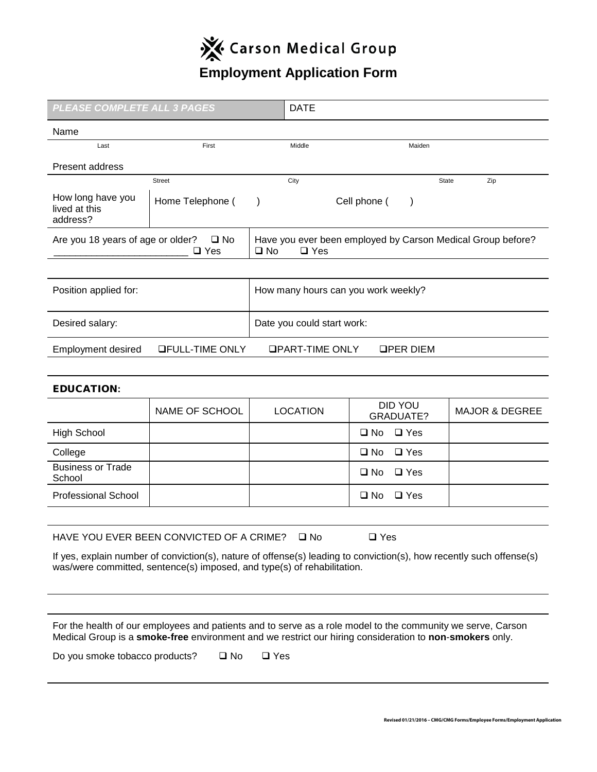# Carson Medical Group

## Employment Application Form

| *PLEASE COMPLETE ALL 3 PAGES* | DATE |
|---|---|

Name

| Last | First | Middle | Maiden |
|---|---|---|---|

Present address

| Street | City | State | Zip |
|---|---|---|---|

| How long have you lived at this address? | Home Telephone (     ) | Cell phone (     ) |
|---|---|---|

| Are you 18 years of age or older? ❑ No ________________________ ❑ Yes | Have you ever been employed by Carson Medical Group before? ❑ No ❑ Yes |
|---|---|

| Position applied for: | How many hours can you work weekly? |
|---|---|
| Desired salary: | Date you could start work: |

Employment desired ❑FULL-TIME ONLY ❑PART-TIME ONLY ❑PER DIEM

### EDUCATION:

| | NAME OF SCHOOL | LOCATION | DID YOU GRADUATE? | MAJOR & DEGREE |
|---|---|---|---|---|
| High School | | | ❑ No ❑ Yes | |
| College | | | ❑ No ❑ Yes | |
| Business or Trade School | | | ❑ No ❑ Yes | |
| Professional School | | | ❑ No ❑ Yes | |

HAVE YOU EVER BEEN CONVICTED OF A CRIME? ❑ No ❑ Yes

If yes, explain number of conviction(s), nature of offense(s) leading to conviction(s), how recently such offense(s) was/were committed, sentence(s) imposed, and type(s) of rehabilitation.

For the health of our employees and patients and to serve as a role model to the community we serve, Carson Medical Group is a **smoke-free** environment and we restrict our hiring consideration to **non-smokers** only.

Do you smoke tobacco products? ❑ No ❑ Yes

Revised 01/21/2016 – CMG/CMG Forms/Employee Forms/Employment Application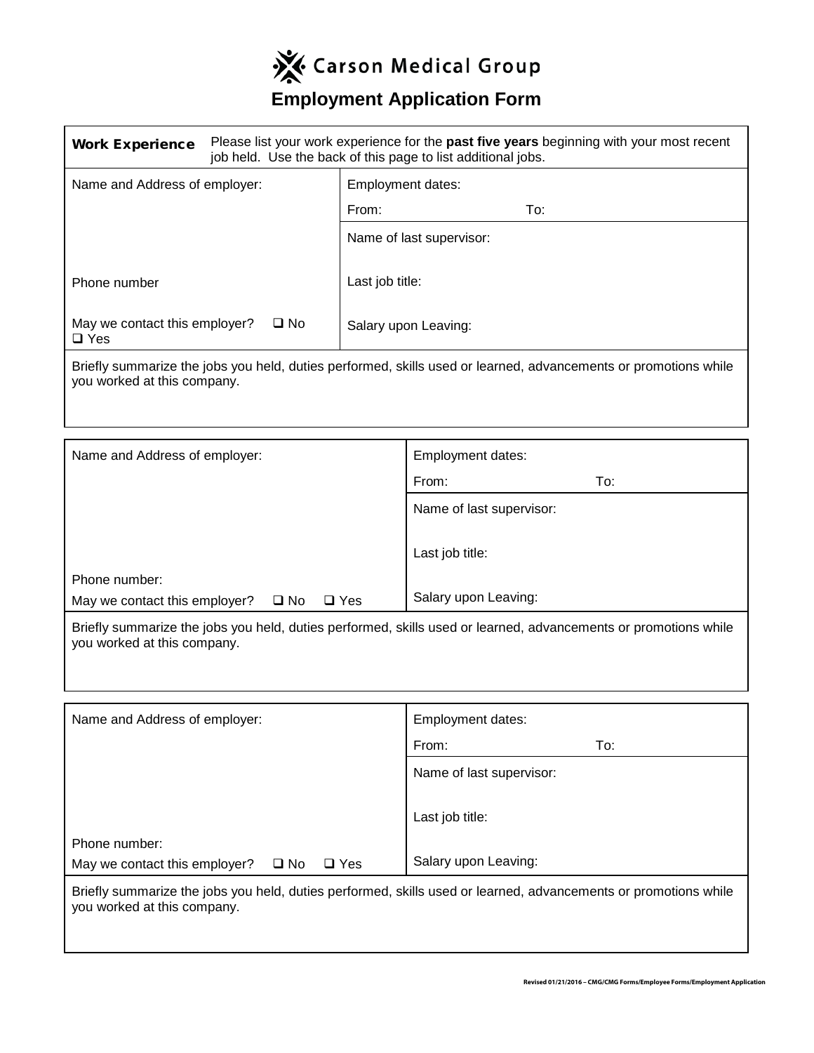# Carson Medical Group

## Employment Application Form

**Work Experience** — Please list your work experience for the **past five years** beginning with your most recent job held. Use the back of this page to list additional jobs.

| Name and Address of employer: | Employment dates: From: To: |
|---|---|
| | Name of last supervisor: |
| Phone number | Last job title: |
| May we contact this employer? ❑ No ❑ Yes | Salary upon Leaving: |

Briefly summarize the jobs you held, duties performed, skills used or learned, advancements or promotions while you worked at this company.

| Name and Address of employer: | Employment dates: From: To: |
|---|---|
| | Name of last supervisor: |
| | Last job title: |
| Phone number: May we contact this employer? ❑ No ❑ Yes | Salary upon Leaving: |

Briefly summarize the jobs you held, duties performed, skills used or learned, advancements or promotions while you worked at this company.

| Name and Address of employer: | Employment dates: From: To: |
|---|---|
| | Name of last supervisor: |
| | Last job title: |
| Phone number: May we contact this employer? ❑ No ❑ Yes | Salary upon Leaving: |

Briefly summarize the jobs you held, duties performed, skills used or learned, advancements or promotions while you worked at this company.

Revised 01/21/2016 – CMG/CMG Forms/Employee Forms/Employment Application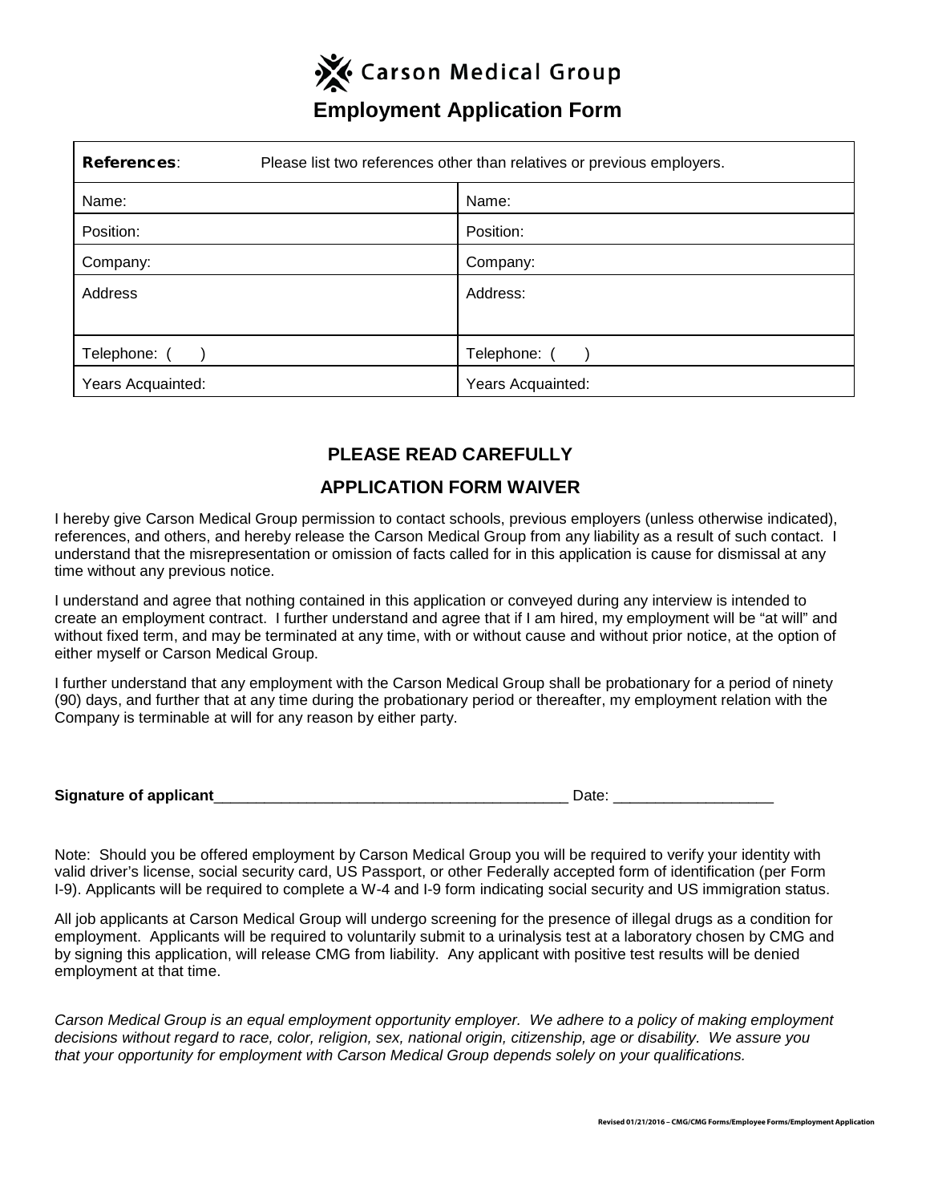# Carson Medical Group

## Employment Application Form

| **References**: | Please list two references other than relatives or previous employers. |
|---|---|
| Name: | Name: |
| Position: | Position: |
| Company: | Company: |
| Address | Address: |
| Telephone: (      ) | Telephone: (      ) |
| Years Acquainted: | Years Acquainted: |

### PLEASE READ CAREFULLY

### APPLICATION FORM WAIVER

I hereby give Carson Medical Group permission to contact schools, previous employers (unless otherwise indicated), references, and others, and hereby release the Carson Medical Group from any liability as a result of such contact. I understand that the misrepresentation or omission of facts called for in this application is cause for dismissal at any time without any previous notice.

I understand and agree that nothing contained in this application or conveyed during any interview is intended to create an employment contract. I further understand and agree that if I am hired, my employment will be "at will" and without fixed term, and may be terminated at any time, with or without cause and without prior notice, at the option of either myself or Carson Medical Group.

I further understand that any employment with the Carson Medical Group shall be probationary for a period of ninety (90) days, and further that at any time during the probationary period or thereafter, my employment relation with the Company is terminable at will for any reason by either party.

**Signature of applicant**___________________________________________ Date: ___________________

Note: Should you be offered employment by Carson Medical Group you will be required to verify your identity with valid driver's license, social security card, US Passport, or other Federally accepted form of identification (per Form I-9). Applicants will be required to complete a W-4 and I-9 form indicating social security and US immigration status.

All job applicants at Carson Medical Group will undergo screening for the presence of illegal drugs as a condition for employment. Applicants will be required to voluntarily submit to a urinalysis test at a laboratory chosen by CMG and by signing this application, will release CMG from liability. Any applicant with positive test results will be denied employment at that time.

*Carson Medical Group is an equal employment opportunity employer. We adhere to a policy of making employment decisions without regard to race, color, religion, sex, national origin, citizenship, age or disability. We assure you that your opportunity for employment with Carson Medical Group depends solely on your qualifications.*

Revised 01/21/2016 – CMG/CMG Forms/Employee Forms/Employment Application